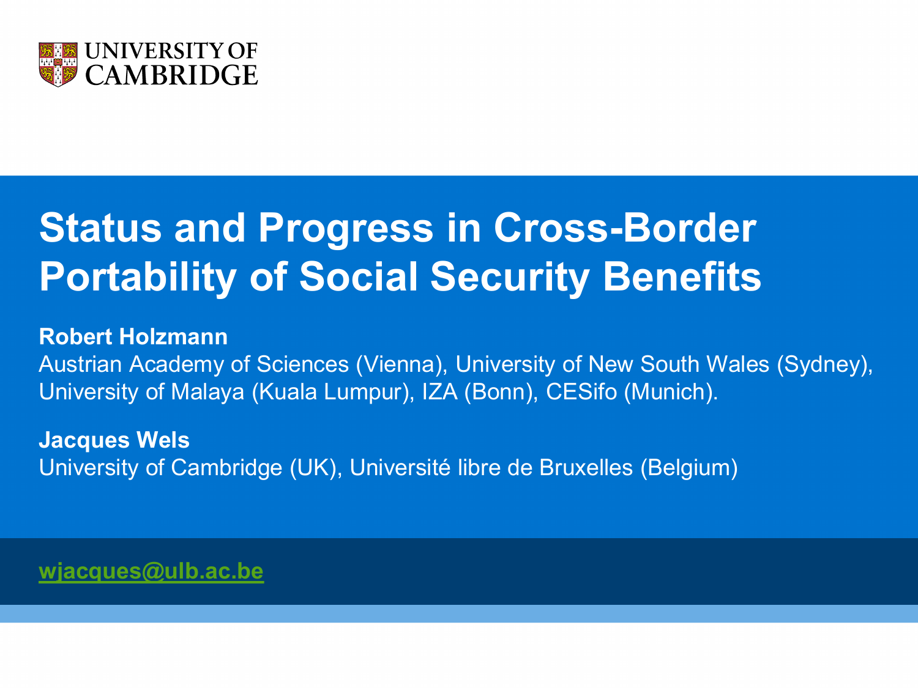UNIVERSITY OF CAMBRIDGE

# Status and Progress in Cross-Border Portability of Social Security Benefits

**Robert Holzmann**
Austrian Academy of Sciences (Vienna), University of New South Wales (Sydney), University of Malaya (Kuala Lumpur), IZA (Bonn), CESifo (Munich).

**Jacques Wels**
University of Cambridge (UK), Université libre de Bruxelles (Belgium)

wjacques@ulb.ac.be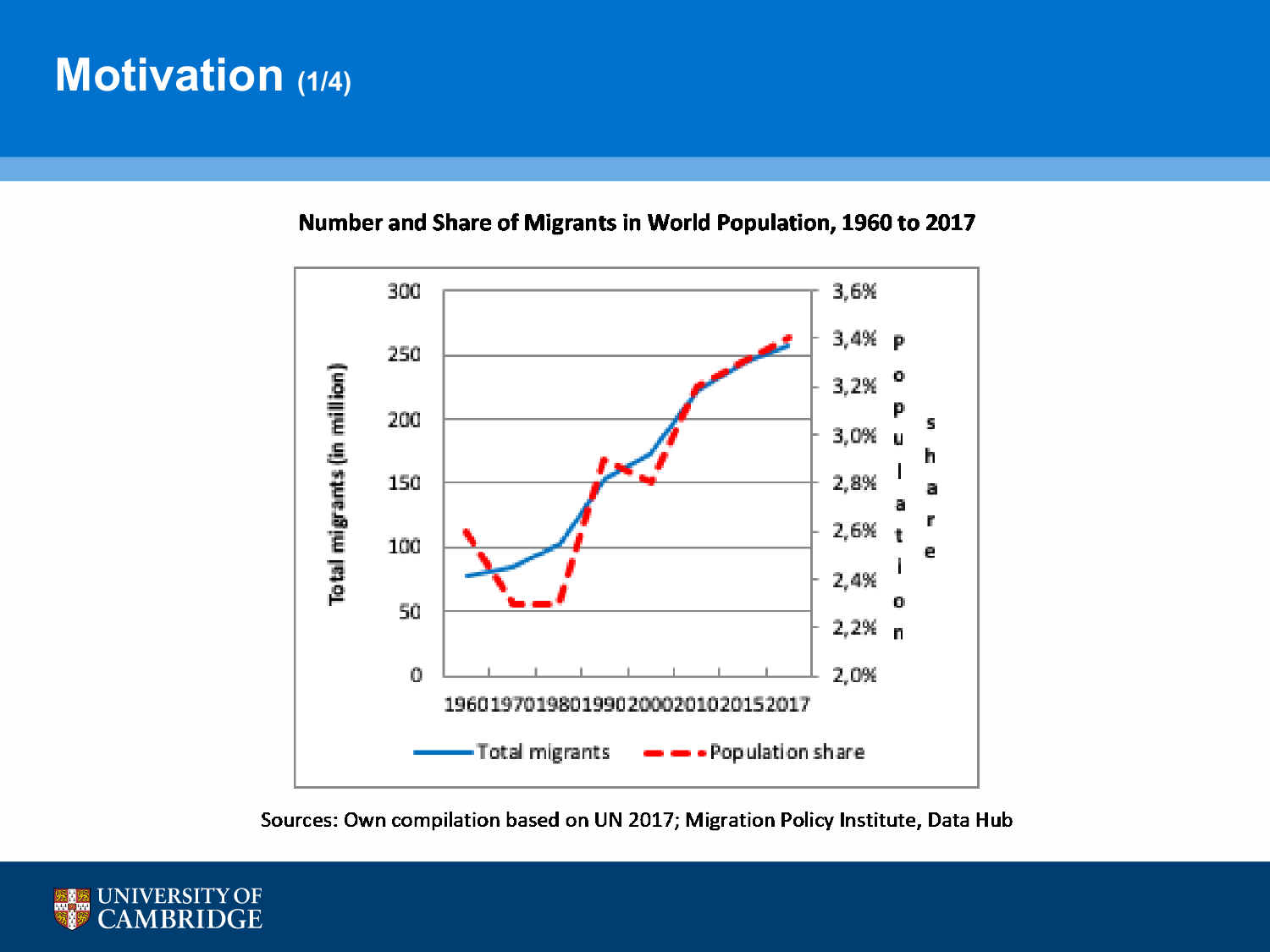# Motivation (1/4)

**Number and Share of Migrants in World Population, 1960 to 2017**

Total migrants (in million)

300
250
200
150
100
50
0

3,6%
3,4%
3,2%
3,0%
2,8%
2,6%
2,4%
2,2%
2,0%

Population share

1960 1970 1980 1990 2000 2010 2015 2017

Total migrants
Population share

Sources: Own compilation based on UN 2017; Migration Policy Institute, Data Hub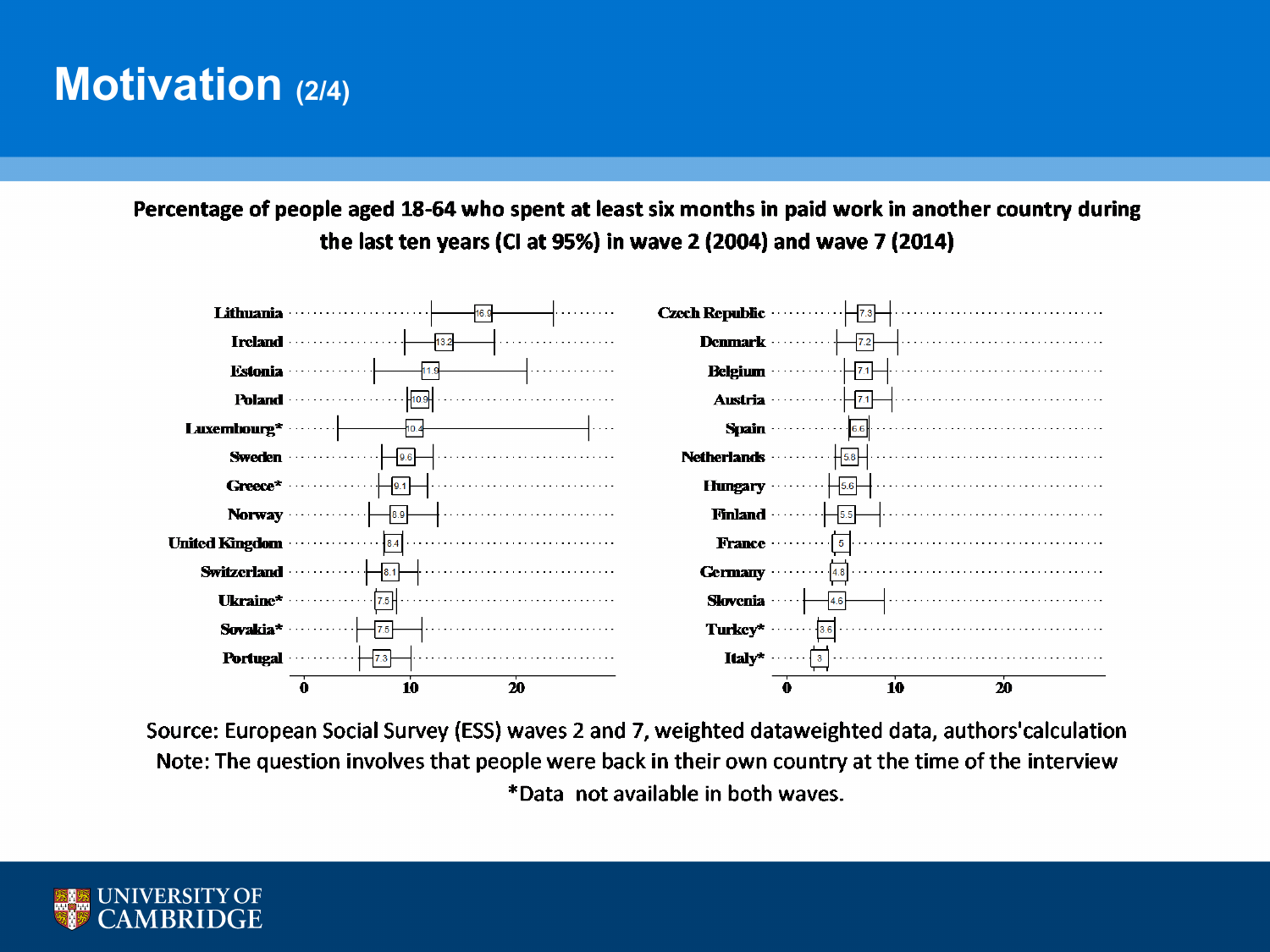# Motivation (2/4)

**Percentage of people aged 18-64 who spent at least six months in paid work in another country during the last ten years (CI at 95%) in wave 2 (2004) and wave 7 (2014)**

Lithuania 16.9
Ireland 13.2
Estonia 11.9
Poland 10.9
Luxembourg* 10.4
Sweden 9.6
Greece* 9.1
Norway 8.9
United Kingdom 8.4
Switzerland 8.1
Ukraine* 7.5
Sovakia* 7.5
Portugal 7.3

0 10 20

Czech Republic 7.3
Denmark 7.2
Belgium 7.1
Austria 7.1
Spain 6.6
Netherlands 5.8
Hungary 5.6
Finland 5.5
France 5
Germany 4.8
Slovenia 4.6
Turkey* 3.6
Italy* 3

0 10 20

Source: European Social Survey (ESS) waves 2 and 7, weighted dataweighted data, authors'calculation
Note: The question involves that people were back in their own country at the time of the interview
*Data not available in both waves.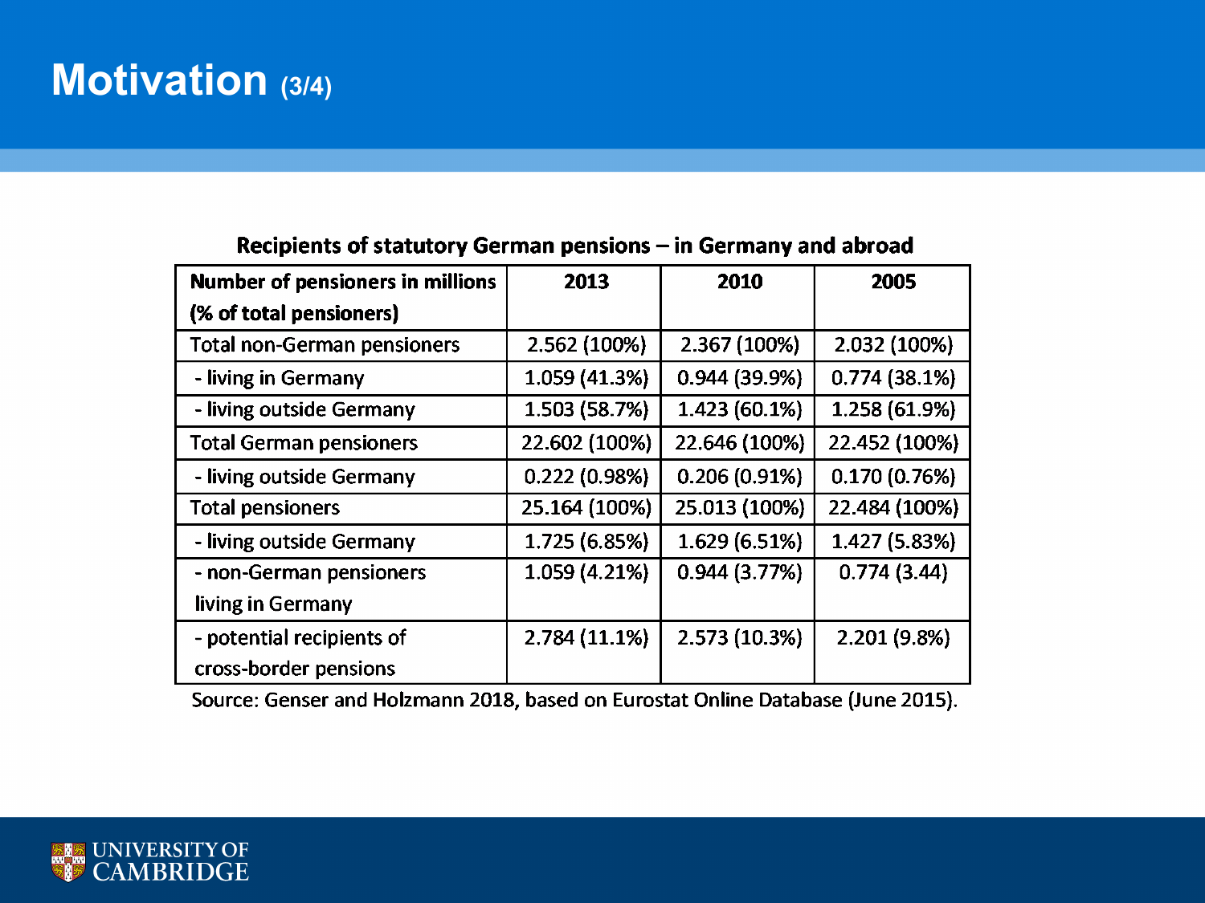# Motivation (3/4)

**Recipients of statutory German pensions – in Germany and abroad**

| Number of pensioners in millions (% of total pensioners) | 2013 | 2010 | 2005 |
|---|---|---|---|
| Total non-German pensioners | 2.562 (100%) | 2.367 (100%) | 2.032 (100%) |
| - living in Germany | 1.059 (41.3%) | 0.944 (39.9%) | 0.774 (38.1%) |
| - living outside Germany | 1.503 (58.7%) | 1.423 (60.1%) | 1.258 (61.9%) |
| Total German pensioners | 22.602 (100%) | 22.646 (100%) | 22.452 (100%) |
| - living outside Germany | 0.222 (0.98%) | 0.206 (0.91%) | 0.170 (0.76%) |
| Total pensioners | 25.164 (100%) | 25.013 (100%) | 22.484 (100%) |
| - living outside Germany | 1.725 (6.85%) | 1.629 (6.51%) | 1.427 (5.83%) |
| - non-German pensioners living in Germany | 1.059 (4.21%) | 0.944 (3.77%) | 0.774 (3.44) |
| - potential recipients of cross-border pensions | 2.784 (11.1%) | 2.573 (10.3%) | 2.201 (9.8%) |

Source: Genser and Holzmann 2018, based on Eurostat Online Database (June 2015).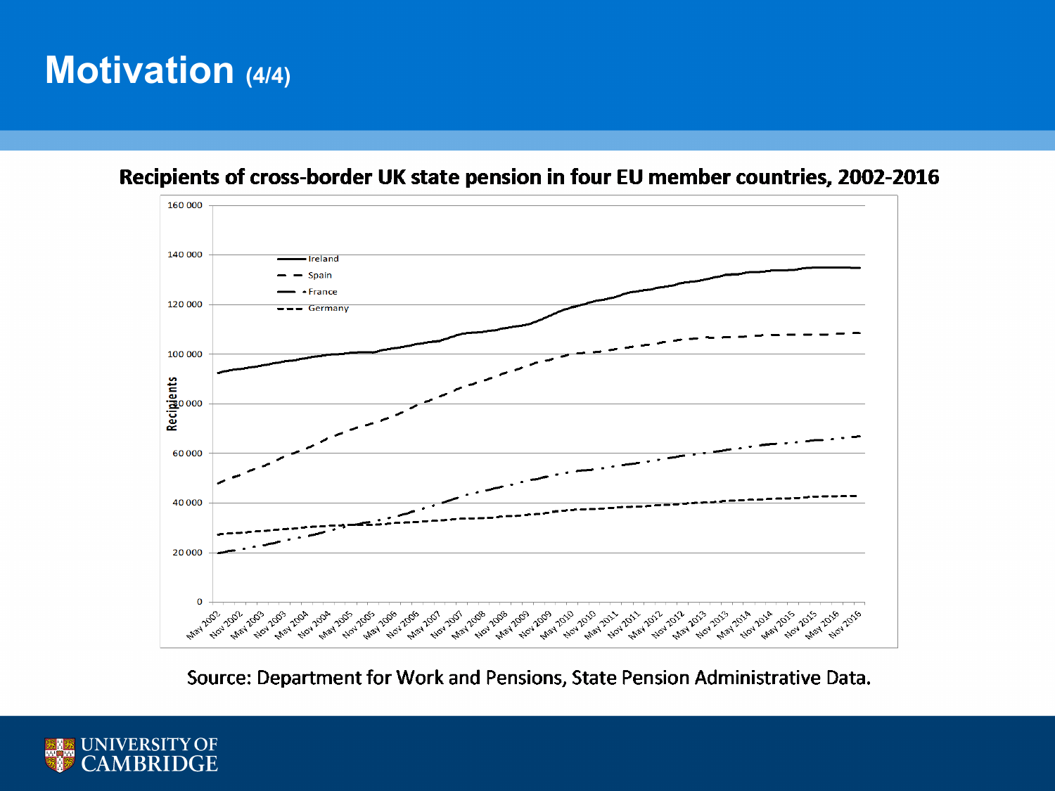# Motivation (4/4)

**Recipients of cross-border UK state pension in four EU member countries, 2002-2016**

Source: Department for Work and Pensions, State Pension Administrative Data.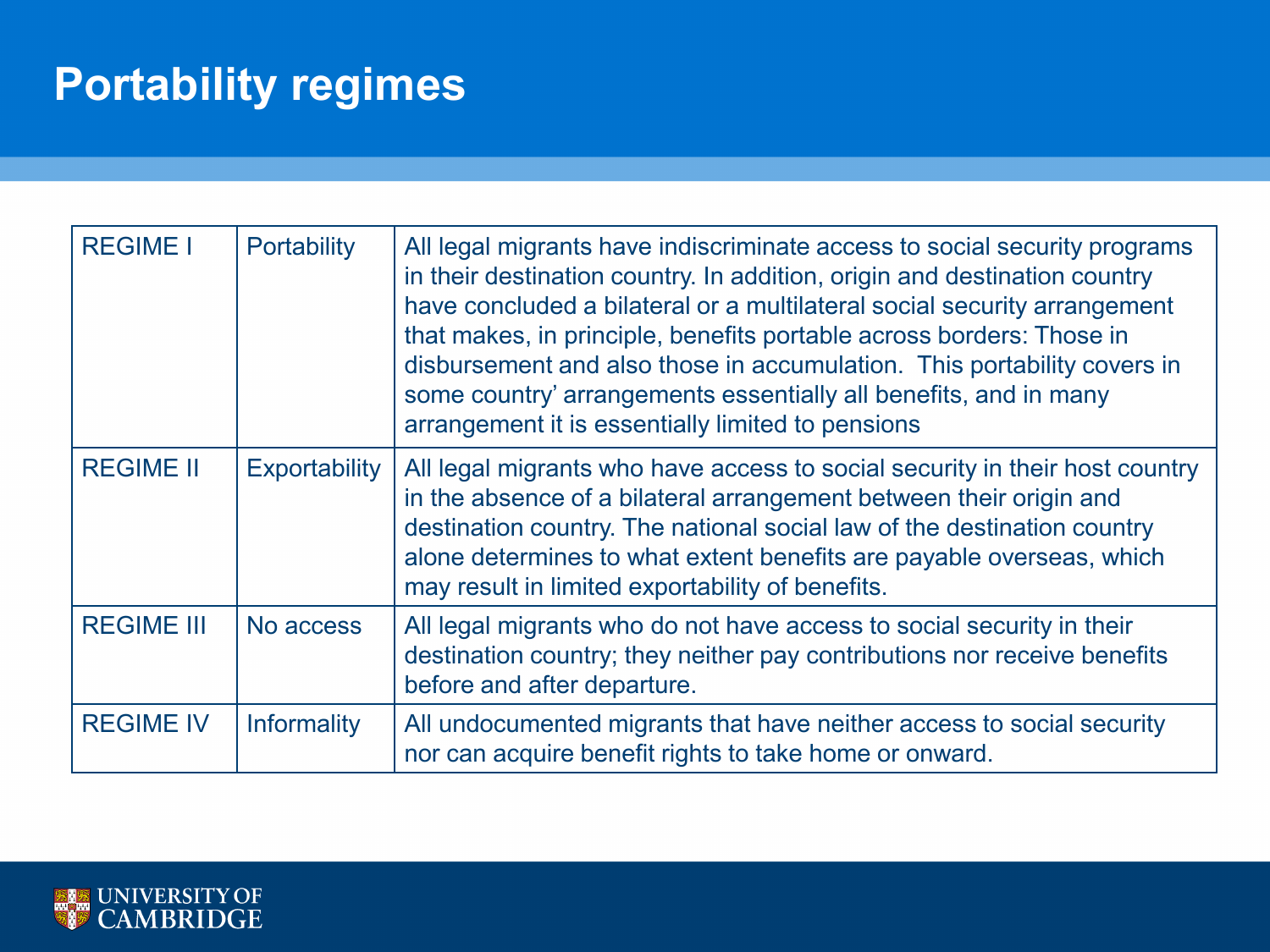# Portability regimes

| | | |
|---|---|---|
| REGIME I | Portability | All legal migrants have indiscriminate access to social security programs in their destination country. In addition, origin and destination country have concluded a bilateral or a multilateral social security arrangement that makes, in principle, benefits portable across borders: Those in disbursement and also those in accumulation. This portability covers in some country' arrangements essentially all benefits, and in many arrangement it is essentially limited to pensions |
| REGIME II | Exportability | All legal migrants who have access to social security in their host country in the absence of a bilateral arrangement between their origin and destination country. The national social law of the destination country alone determines to what extent benefits are payable overseas, which may result in limited exportability of benefits. |
| REGIME III | No access | All legal migrants who do not have access to social security in their destination country; they neither pay contributions nor receive benefits before and after departure. |
| REGIME IV | Informality | All undocumented migrants that have neither access to social security nor can acquire benefit rights to take home or onward. |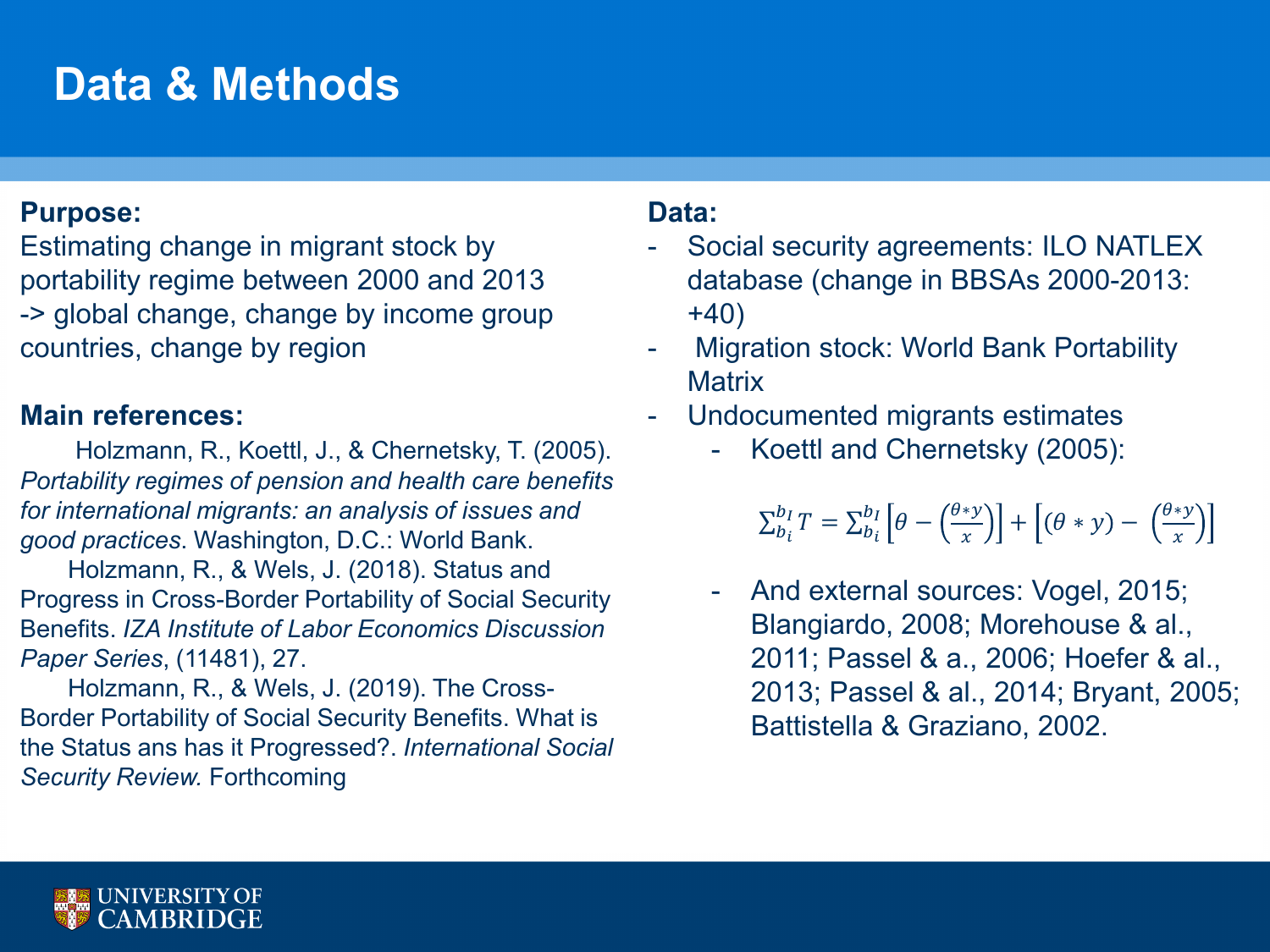# Data & Methods

**Purpose:**

Estimating change in migrant stock by portability regime between 2000 and 2013 -> global change, change by income group countries, change by region

**Main references:**

Holzmann, R., Koettl, J., & Chernetsky, T. (2005). *Portability regimes of pension and health care benefits for international migrants: an analysis of issues and good practices*. Washington, D.C.: World Bank.

Holzmann, R., & Wels, J. (2018). Status and Progress in Cross-Border Portability of Social Security Benefits. *IZA Institute of Labor Economics Discussion Paper Series*, (11481), 27.

Holzmann, R., & Wels, J. (2019). The Cross-Border Portability of Social Security Benefits. What is the Status ans has it Progressed?. *International Social Security Review.* Forthcoming

**Data:**

- Social security agreements: ILO NATLEX database (change in BBSAs 2000-2013: +40)
- Migration stock: World Bank Portability Matrix
- Undocumented migrants estimates
  - Koettl and Chernetsky (2005):

$$\sum_{b_i}^{b_I} T = \sum_{b_i}^{b_I} \left[ \theta - \left( \frac{\theta * y}{x} \right) \right] + \left[ (\theta * y) - \left( \frac{\theta * y}{x} \right) \right]$$

  - And external sources: Vogel, 2015; Blangiardo, 2008; Morehouse & al., 2011; Passel & a., 2006; Hoefer & al., 2013; Passel & al., 2014; Bryant, 2005; Battistella & Graziano, 2002.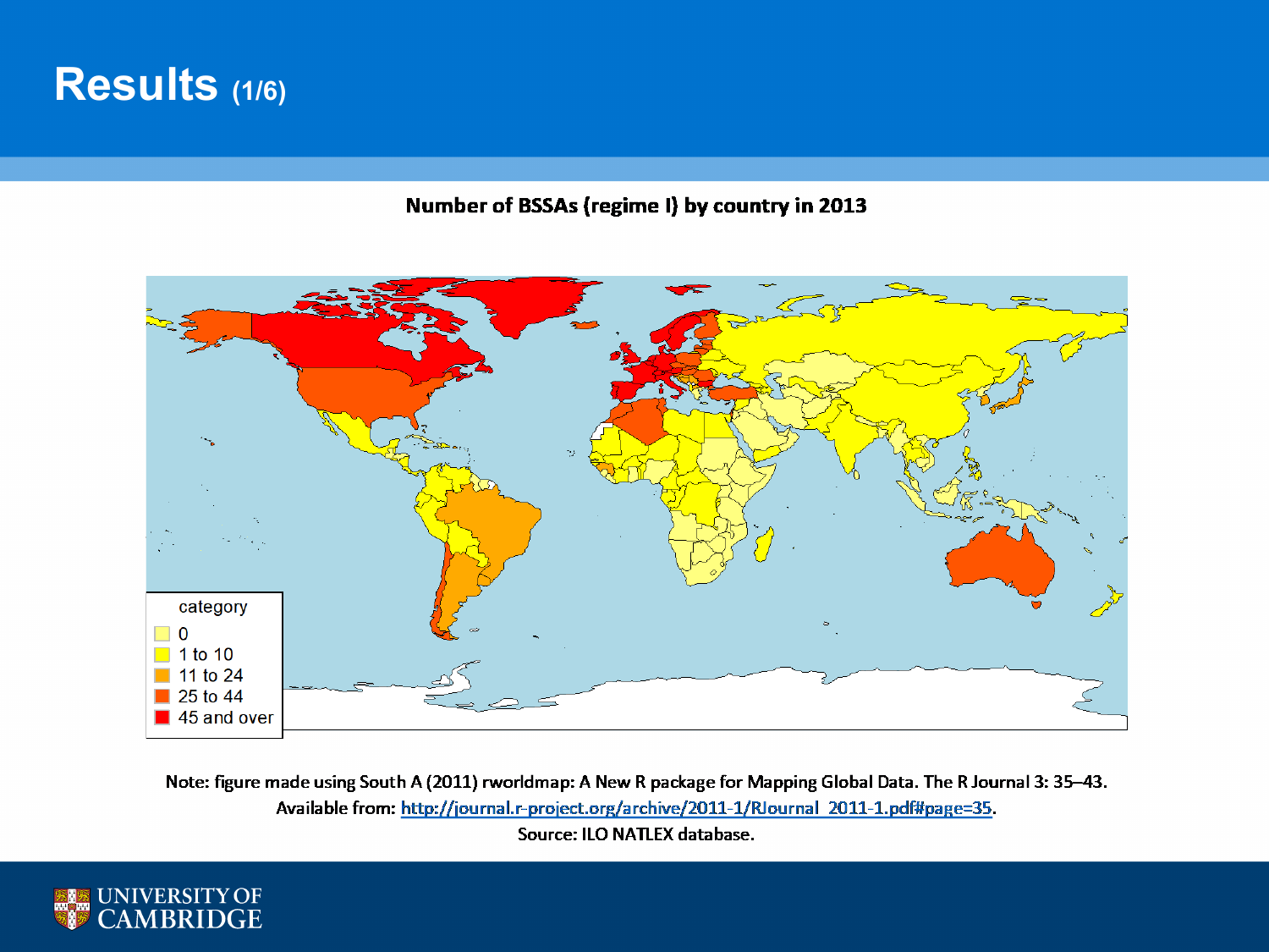# Results (1/6)

**Number of BSSAs (regime I) by country in 2013**

category
0
1 to 10
11 to 24
25 to 44
45 and over

Note: figure made using South A (2011) rworldmap: A New R package for Mapping Global Data. The R Journal 3: 35–43. Available from: http://journal.r-project.org/archive/2011-1/RJournal_2011-1.pdf#page=35.

Source: ILO NATLEX database.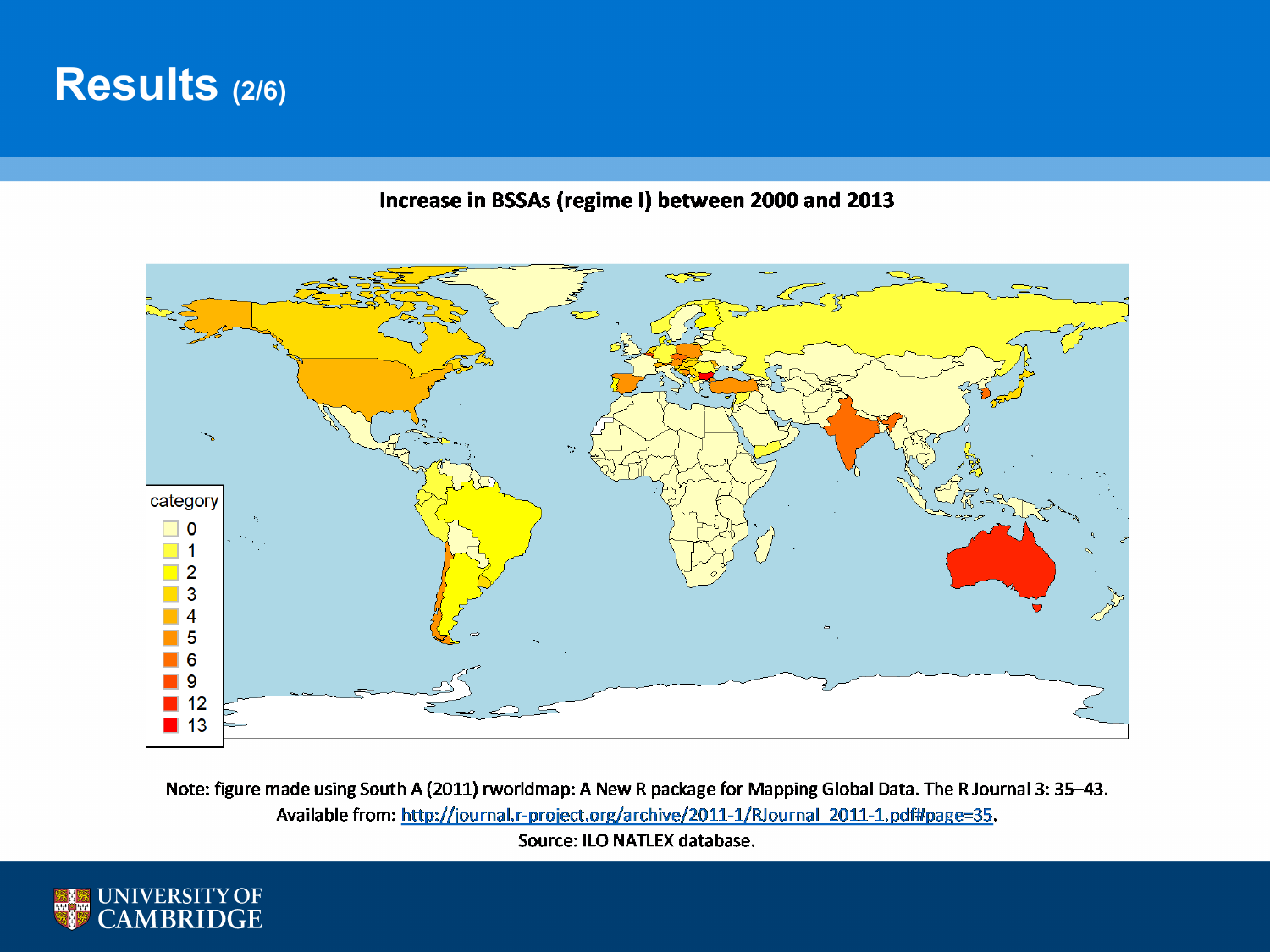# Results (2/6)

**Increase in BSSAs (regime I) between 2000 and 2013**

category
0
1
2
3
4
5
6
9
12
13

Note: figure made using South A (2011) rworldmap: A New R package for Mapping Global Data. The R Journal 3: 35–43. Available from: http://journal.r-project.org/archive/2011-1/RJournal_2011-1.pdf#page=35.

Source: ILO NATLEX database.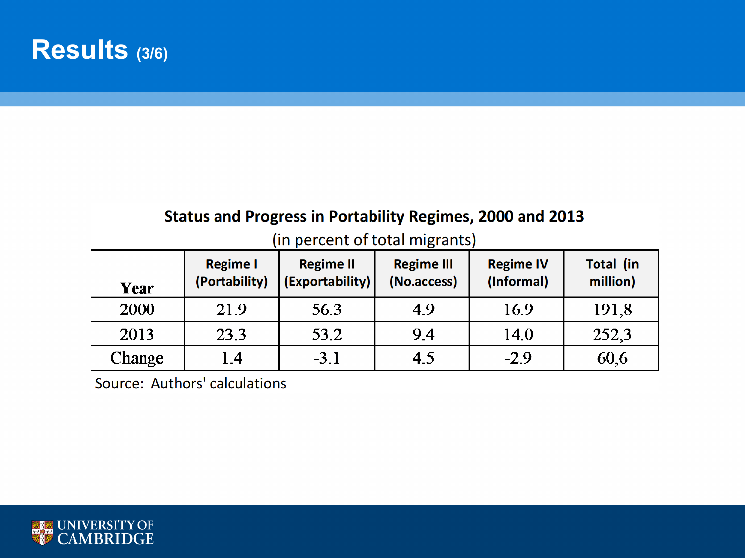# Results (3/6)

**Status and Progress in Portability Regimes, 2000 and 2013**

(in percent of total migrants)

| Year | Regime I (Portability) | Regime II (Exportability) | Regime III (No.access) | Regime IV (Informal) | Total (in million) |
|---|---|---|---|---|---|
| 2000 | 21.9 | 56.3 | 4.9 | 16.9 | 191,8 |
| 2013 | 23.3 | 53.2 | 9.4 | 14.0 | 252,3 |
| Change | 1.4 | -3.1 | 4.5 | -2.9 | 60,6 |

Source: Authors' calculations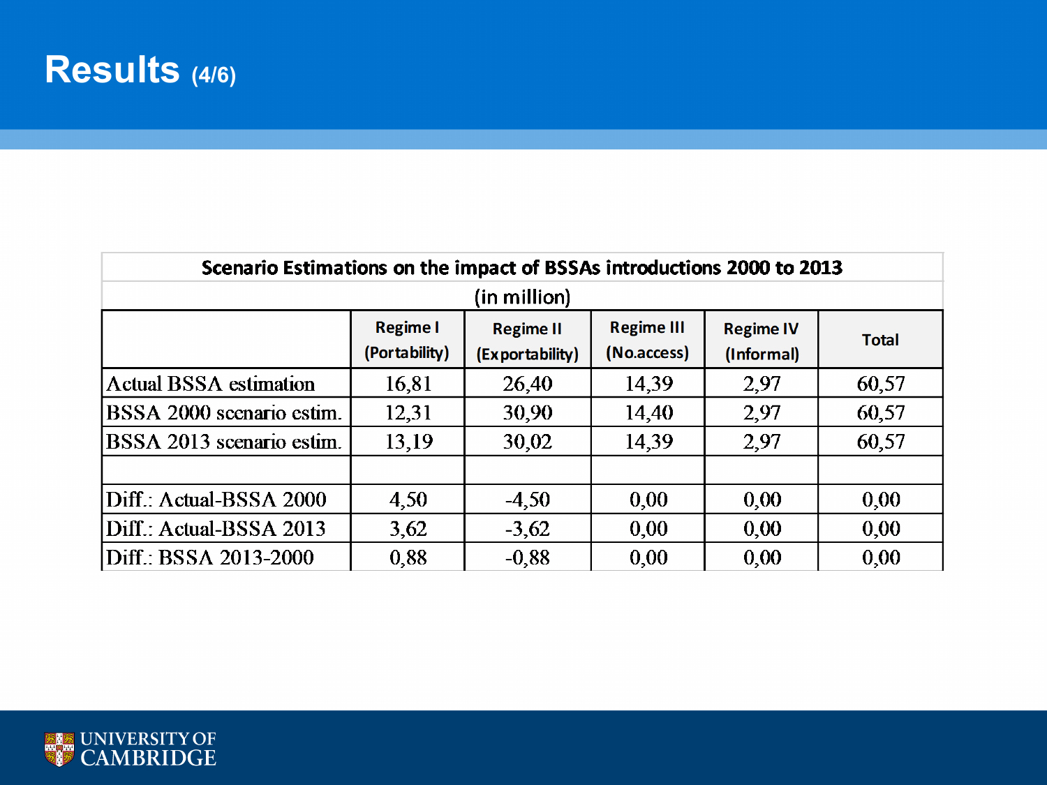# Results (4/6)

| Scenario Estimations on the impact of BSSAs introductions 2000 to 2013 (in million) | | | | | |
|---|---|---|---|---|---|
| | Regime I (Portability) | Regime II (Exportability) | Regime III (No.access) | Regime IV (Informal) | Total |
| Actual BSSA estimation | 16,81 | 26,40 | 14,39 | 2,97 | 60,57 |
| BSSA 2000 scenario estim. | 12,31 | 30,90 | 14,40 | 2,97 | 60,57 |
| BSSA 2013 scenario estim. | 13,19 | 30,02 | 14,39 | 2,97 | 60,57 |
| | | | | | |
| Diff.: Actual-BSSA 2000 | 4,50 | -4,50 | 0,00 | 0,00 | 0,00 |
| Diff.: Actual-BSSA 2013 | 3,62 | -3,62 | 0,00 | 0,00 | 0,00 |
| Diff.: BSSA 2013-2000 | 0,88 | -0,88 | 0,00 | 0,00 | 0,00 |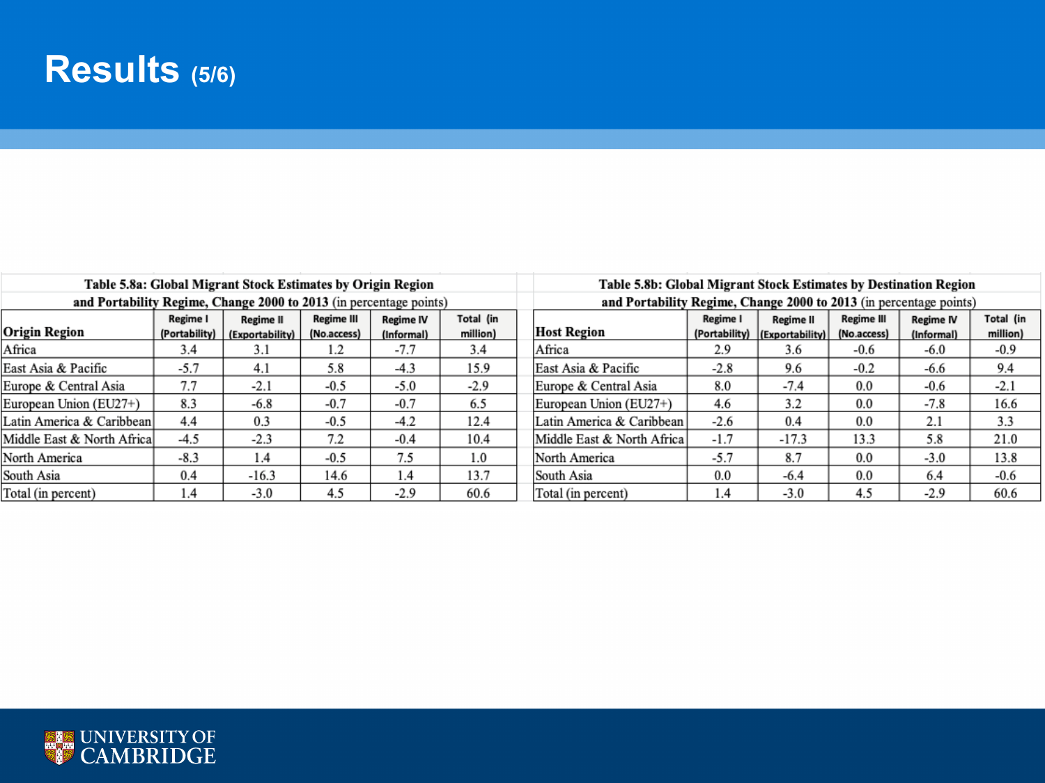# Results (5/6)

**Table 5.8a: Global Migrant Stock Estimates by Origin Region and Portability Regime, Change 2000 to 2013** (in percentage points)

| Origin Region | Regime I (Portability) | Regime II (Exportability) | Regime III (No.access) | Regime IV (Informal) | Total (in million) |
|---|---|---|---|---|---|
| Africa | 3.4 | 3.1 | 1.2 | -7.7 | 3.4 |
| East Asia & Pacific | -5.7 | 4.1 | 5.8 | -4.3 | 15.9 |
| Europe & Central Asia | 7.7 | -2.1 | -0.5 | -5.0 | -2.9 |
| European Union (EU27+) | 8.3 | -6.8 | -0.7 | -0.7 | 6.5 |
| Latin America & Caribbean | 4.4 | 0.3 | -0.5 | -4.2 | 12.4 |
| Middle East & North Africa | -4.5 | -2.3 | 7.2 | -0.4 | 10.4 |
| North America | -8.3 | 1.4 | -0.5 | 7.5 | 1.0 |
| South Asia | 0.4 | -16.3 | 14.6 | 1.4 | 13.7 |
| Total (in percent) | 1.4 | -3.0 | 4.5 | -2.9 | 60.6 |

**Table 5.8b: Global Migrant Stock Estimates by Destination Region and Portability Regime, Change 2000 to 2013** (in percentage points)

| Host Region | Regime I (Portability) | Regime II (Exportability) | Regime III (No.access) | Regime IV (Informal) | Total (in million) |
|---|---|---|---|---|---|
| Africa | 2.9 | 3.6 | -0.6 | -6.0 | -0.9 |
| East Asia & Pacific | -2.8 | 9.6 | -0.2 | -6.6 | 9.4 |
| Europe & Central Asia | 8.0 | -7.4 | 0.0 | -0.6 | -2.1 |
| European Union (EU27+) | 4.6 | 3.2 | 0.0 | -7.8 | 16.6 |
| Latin America & Caribbean | -2.6 | 0.4 | 0.0 | 2.1 | 3.3 |
| Middle East & North Africa | -1.7 | -17.3 | 13.3 | 5.8 | 21.0 |
| North America | -5.7 | 8.7 | 0.0 | -3.0 | 13.8 |
| South Asia | 0.0 | -6.4 | 0.0 | 6.4 | -0.6 |
| Total (in percent) | 1.4 | -3.0 | 4.5 | -2.9 | 60.6 |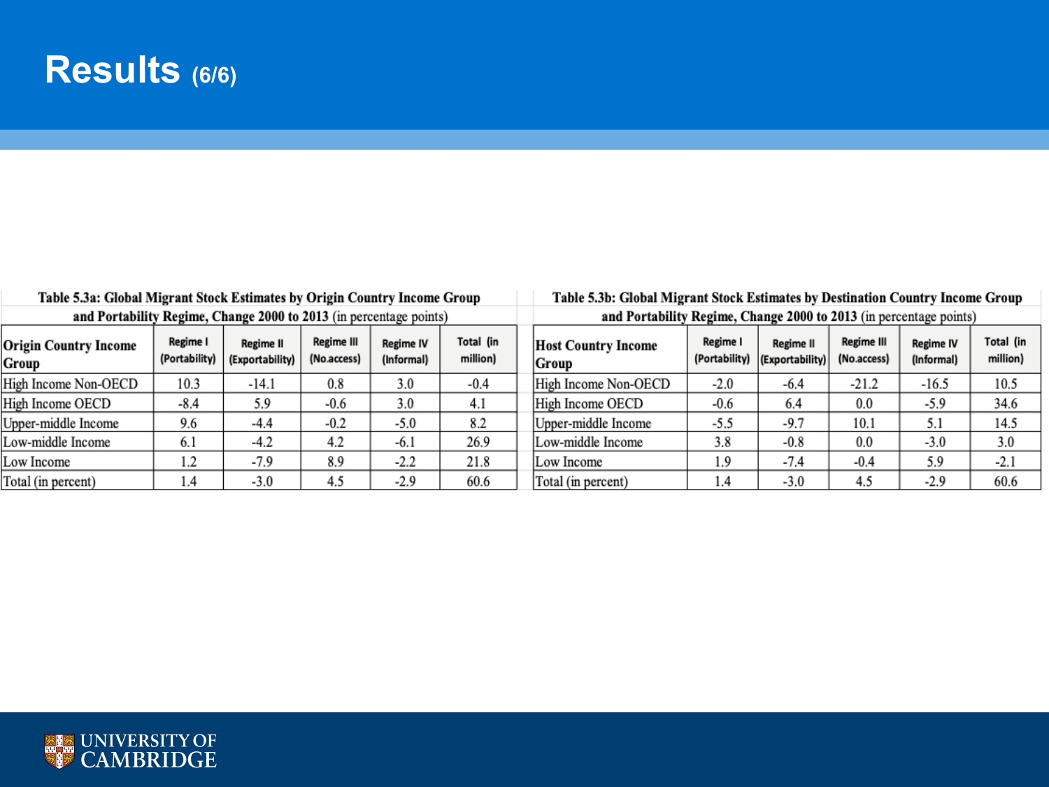# Results (6/6)

**Table 5.3a: Global Migrant Stock Estimates by Origin Country Income Group and Portability Regime, Change 2000 to 2013** (in percentage points)

| Origin Country Income Group | Regime I (Portability) | Regime II (Exportability) | Regime III (No.access) | Regime IV (Informal) | Total (in million) |
|---|---|---|---|---|---|
| High Income Non-OECD | 10.3 | -14.1 | 0.8 | 3.0 | -0.4 |
| High Income OECD | -8.4 | 5.9 | -0.6 | 3.0 | 4.1 |
| Upper-middle Income | 9.6 | -4.4 | -0.2 | -5.0 | 8.2 |
| Low-middle Income | 6.1 | -4.2 | 4.2 | -6.1 | 26.9 |
| Low Income | 1.2 | -7.9 | 8.9 | -2.2 | 21.8 |
| Total (in percent) | 1.4 | -3.0 | 4.5 | -2.9 | 60.6 |

**Table 5.3b: Global Migrant Stock Estimates by Destination Country Income Group and Portability Regime, Change 2000 to 2013** (in percentage points)

| Host Country Income Group | Regime I (Portability) | Regime II (Exportability) | Regime III (No.access) | Regime IV (Informal) | Total (in million) |
|---|---|---|---|---|---|
| High Income Non-OECD | -2.0 | -6.4 | -21.2 | -16.5 | 10.5 |
| High Income OECD | -0.6 | 6.4 | 0.0 | -5.9 | 34.6 |
| Upper-middle Income | -5.5 | -9.7 | 10.1 | 5.1 | 14.5 |
| Low-middle Income | 3.8 | -0.8 | 0.0 | -3.0 | 3.0 |
| Low Income | 1.9 | -7.4 | -0.4 | 5.9 | -2.1 |
| Total (in percent) | 1.4 | -3.0 | 4.5 | -2.9 | 60.6 |

UNIVERSITY OF CAMBRIDGE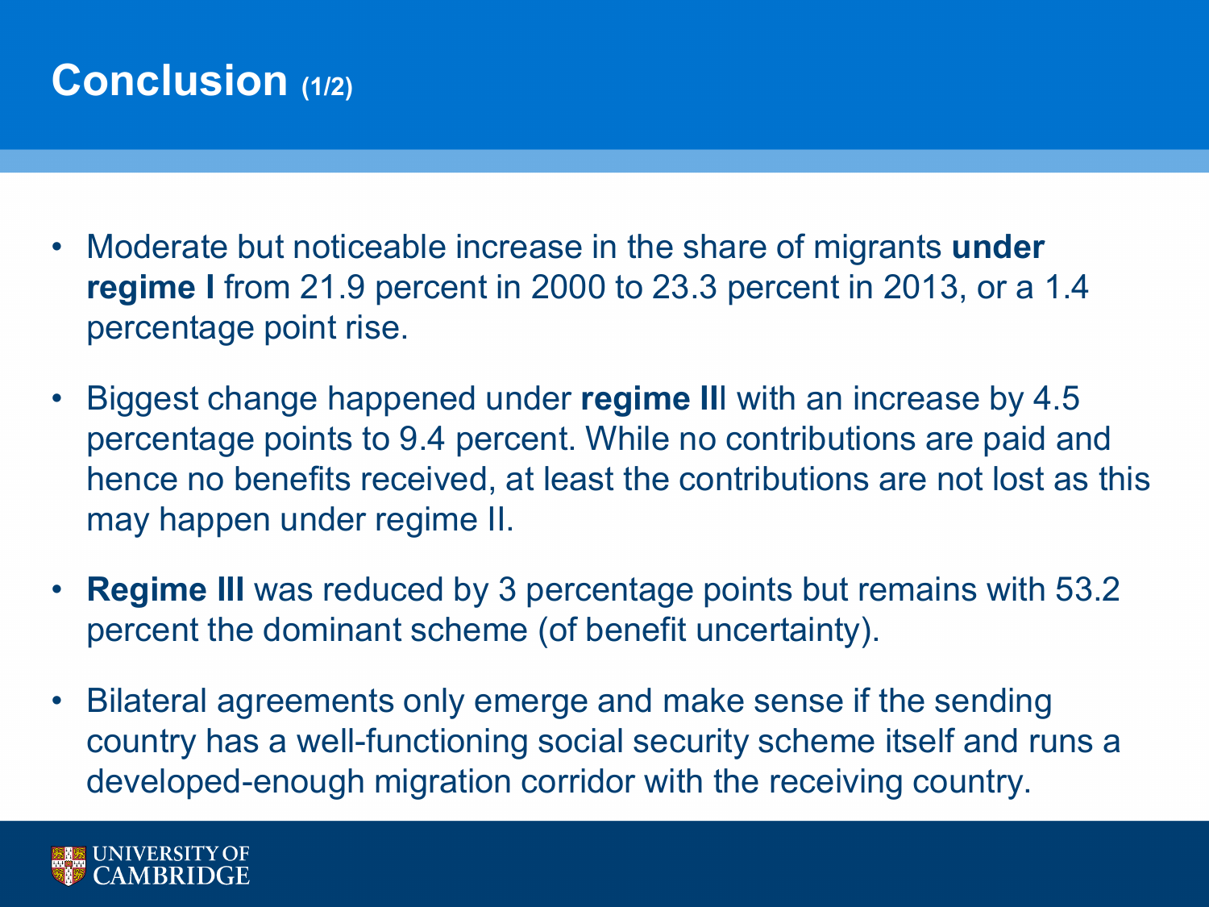# Conclusion (1/2)

- Moderate but noticeable increase in the share of migrants **under regime I** from 21.9 percent in 2000 to 23.3 percent in 2013, or a 1.4 percentage point rise.
- Biggest change happened under **regime II**I with an increase by 4.5 percentage points to 9.4 percent. While no contributions are paid and hence no benefits received, at least the contributions are not lost as this may happen under regime II.
- **Regime III** was reduced by 3 percentage points but remains with 53.2 percent the dominant scheme (of benefit uncertainty).
- Bilateral agreements only emerge and make sense if the sending country has a well-functioning social security scheme itself and runs a developed-enough migration corridor with the receiving country.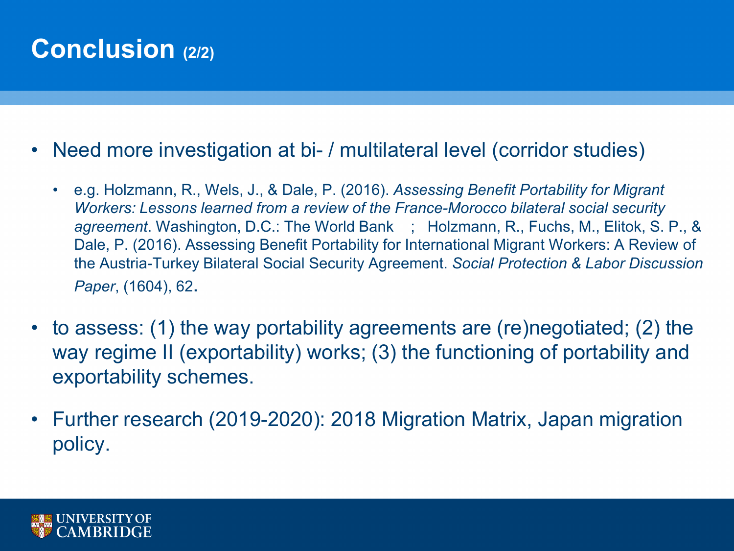# Conclusion (2/2)

- Need more investigation at bi- / multilateral level (corridor studies)
  - e.g. Holzmann, R., Wels, J., & Dale, P. (2016). *Assessing Benefit Portability for Migrant Workers: Lessons learned from a review of the France-Morocco bilateral social security agreement*. Washington, D.C.: The World Bank ; Holzmann, R., Fuchs, M., Elitok, S. P., & Dale, P. (2016). Assessing Benefit Portability for International Migrant Workers: A Review of the Austria-Turkey Bilateral Social Security Agreement. *Social Protection & Labor Discussion Paper*, (1604), 62.
- to assess: (1) the way portability agreements are (re)negotiated; (2) the way regime II (exportability) works; (3) the functioning of portability and exportability schemes.
- Further research (2019-2020): 2018 Migration Matrix, Japan migration policy.